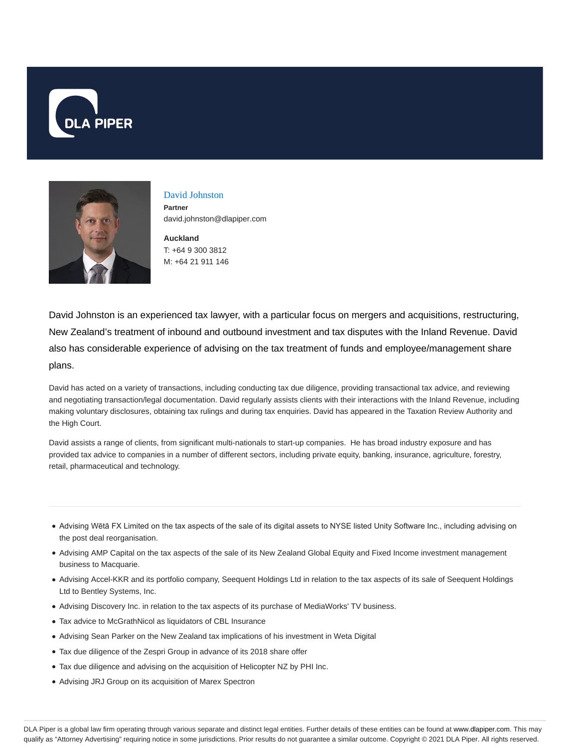DLA PIPER

# David Johnston

**Partner**
david.johnston@dlapiper.com

**Auckland**
T: +64 9 300 3812
M: +64 21 911 146

David Johnston is an experienced tax lawyer, with a particular focus on mergers and acquisitions, restructuring, New Zealand's treatment of inbound and outbound investment and tax disputes with the Inland Revenue. David also has considerable experience of advising on the tax treatment of funds and employee/management share plans.

David has acted on a variety of transactions, including conducting tax due diligence, providing transactional tax advice, and reviewing and negotiating transaction/legal documentation. David regularly assists clients with their interactions with the Inland Revenue, including making voluntary disclosures, obtaining tax rulings and during tax enquiries. David has appeared in the Taxation Review Authority and the High Court.

David assists a range of clients, from significant multi-nationals to start-up companies. He has broad industry exposure and has provided tax advice to companies in a number of different sectors, including private equity, banking, insurance, agriculture, forestry, retail, pharmaceutical and technology.

---

- Advising Wētā FX Limited on the tax aspects of the sale of its digital assets to NYSE listed Unity Software Inc., including advising on the post deal reorganisation.
- Advising AMP Capital on the tax aspects of the sale of its New Zealand Global Equity and Fixed Income investment management business to Macquarie.
- Advising Accel-KKR and its portfolio company, Seequent Holdings Ltd in relation to the tax aspects of its sale of Seequent Holdings Ltd to Bentley Systems, Inc.
- Advising Discovery Inc. in relation to the tax aspects of its purchase of MediaWorks' TV business.
- Tax advice to McGrathNicol as liquidators of CBL Insurance
- Advising Sean Parker on the New Zealand tax implications of his investment in Weta Digital
- Tax due diligence of the Zespri Group in advance of its 2018 share offer
- Tax due diligence and advising on the acquisition of Helicopter NZ by PHI Inc.
- Advising JRJ Group on its acquisition of Marex Spectron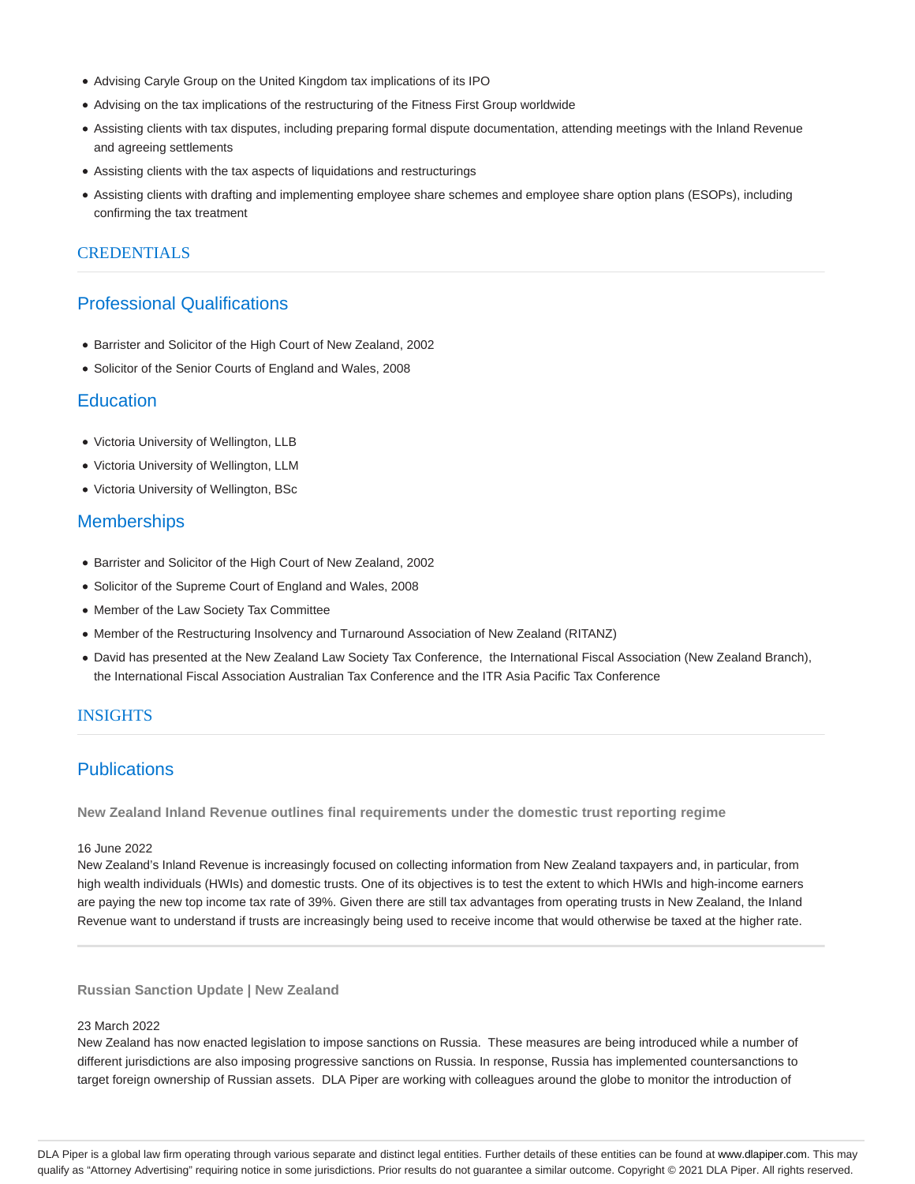- Advising Caryle Group on the United Kingdom tax implications of its IPO
- Advising on the tax implications of the restructuring of the Fitness First Group worldwide
- Assisting clients with tax disputes, including preparing formal dispute documentation, attending meetings with the Inland Revenue and agreeing settlements
- Assisting clients with the tax aspects of liquidations and restructurings
- Assisting clients with drafting and implementing employee share schemes and employee share option plans (ESOPs), including confirming the tax treatment

## CREDENTIALS

### Professional Qualifications

- Barrister and Solicitor of the High Court of New Zealand, 2002
- Solicitor of the Senior Courts of England and Wales, 2008

### Education

- Victoria University of Wellington, LLB
- Victoria University of Wellington, LLM
- Victoria University of Wellington, BSc

### Memberships

- Barrister and Solicitor of the High Court of New Zealand, 2002
- Solicitor of the Supreme Court of England and Wales, 2008
- Member of the Law Society Tax Committee
- Member of the Restructuring Insolvency and Turnaround Association of New Zealand (RITANZ)
- David has presented at the New Zealand Law Society Tax Conference, the International Fiscal Association (New Zealand Branch), the International Fiscal Association Australian Tax Conference and the ITR Asia Pacific Tax Conference

## INSIGHTS

### Publications

**New Zealand Inland Revenue outlines final requirements under the domestic trust reporting regime**

16 June 2022
New Zealand's Inland Revenue is increasingly focused on collecting information from New Zealand taxpayers and, in particular, from high wealth individuals (HWIs) and domestic trusts. One of its objectives is to test the extent to which HWIs and high-income earners are paying the new top income tax rate of 39%. Given there are still tax advantages from operating trusts in New Zealand, the Inland Revenue want to understand if trusts are increasingly being used to receive income that would otherwise be taxed at the higher rate.

---

**Russian Sanction Update | New Zealand**

23 March 2022
New Zealand has now enacted legislation to impose sanctions on Russia. These measures are being introduced while a number of different jurisdictions are also imposing progressive sanctions on Russia. In response, Russia has implemented countersanctions to target foreign ownership of Russian assets. DLA Piper are working with colleagues around the globe to monitor the introduction of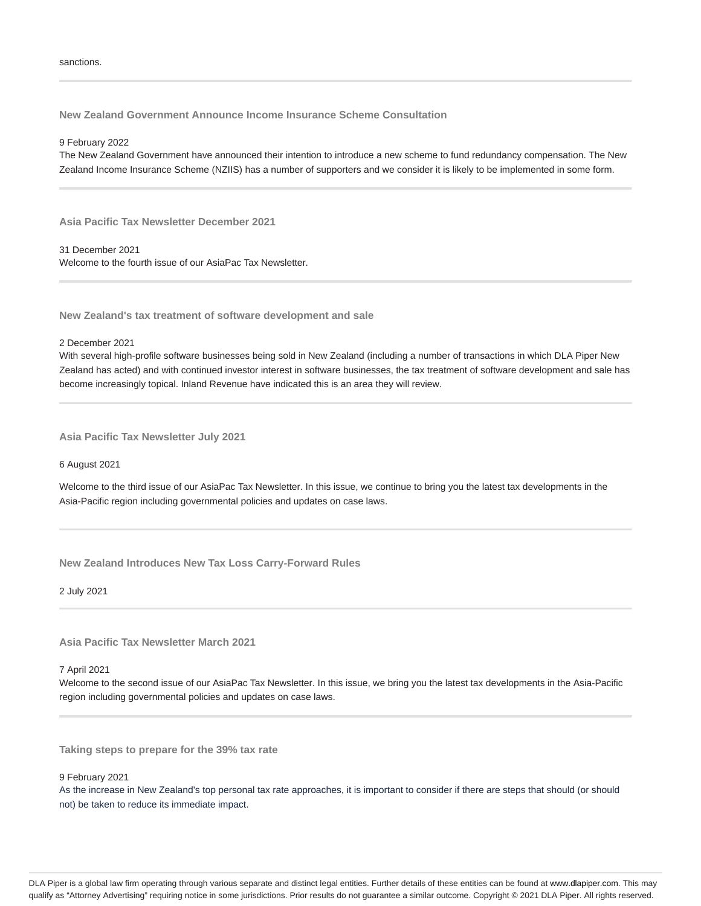sanctions.

---

### New Zealand Government Announce Income Insurance Scheme Consultation

9 February 2022

The New Zealand Government have announced their intention to introduce a new scheme to fund redundancy compensation. The New Zealand Income Insurance Scheme (NZIIS) has a number of supporters and we consider it is likely to be implemented in some form.

---

### Asia Pacific Tax Newsletter December 2021

31 December 2021

Welcome to the fourth issue of our AsiaPac Tax Newsletter.

---

### New Zealand's tax treatment of software development and sale

2 December 2021

With several high-profile software businesses being sold in New Zealand (including a number of transactions in which DLA Piper New Zealand has acted) and with continued investor interest in software businesses, the tax treatment of software development and sale has become increasingly topical. Inland Revenue have indicated this is an area they will review.

---

### Asia Pacific Tax Newsletter July 2021

6 August 2021

Welcome to the third issue of our AsiaPac Tax Newsletter. In this issue, we continue to bring you the latest tax developments in the Asia-Pacific region including governmental policies and updates on case laws.

---

### New Zealand Introduces New Tax Loss Carry-Forward Rules

2 July 2021

---

### Asia Pacific Tax Newsletter March 2021

7 April 2021

Welcome to the second issue of our AsiaPac Tax Newsletter. In this issue, we bring you the latest tax developments in the Asia-Pacific region including governmental policies and updates on case laws.

---

### Taking steps to prepare for the 39% tax rate

9 February 2021

As the increase in New Zealand's top personal tax rate approaches, it is important to consider if there are steps that should (or should not) be taken to reduce its immediate impact.

---

DLA Piper is a global law firm operating through various separate and distinct legal entities. Further details of these entities can be found at www.dlapiper.com. This may qualify as "Attorney Advertising" requiring notice in some jurisdictions. Prior results do not guarantee a similar outcome. Copyright © 2021 DLA Piper. All rights reserved.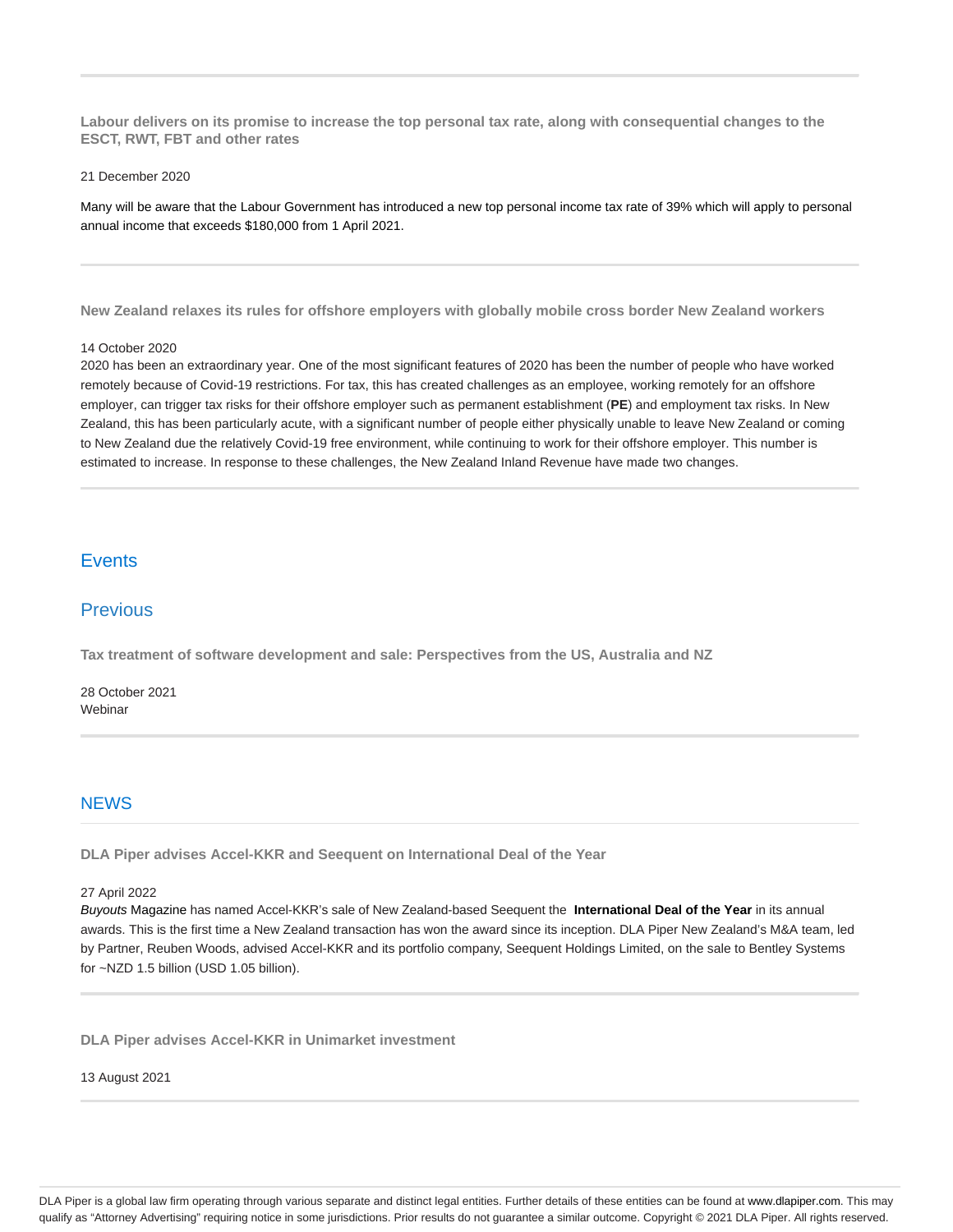**Labour delivers on its promise to increase the top personal tax rate, along with consequential changes to the ESCT, RWT, FBT and other rates**

21 December 2020

Many will be aware that the Labour Government has introduced a new top personal income tax rate of 39% which will apply to personal annual income that exceeds $180,000 from 1 April 2021.

---

**New Zealand relaxes its rules for offshore employers with globally mobile cross border New Zealand workers**

14 October 2020

2020 has been an extraordinary year. One of the most significant features of 2020 has been the number of people who have worked remotely because of Covid-19 restrictions. For tax, this has created challenges as an employee, working remotely for an offshore employer, can trigger tax risks for their offshore employer such as permanent establishment (**PE**) and employment tax risks. In New Zealand, this has been particularly acute, with a significant number of people either physically unable to leave New Zealand or coming to New Zealand due the relatively Covid-19 free environment, while continuing to work for their offshore employer. This number is estimated to increase. In response to these challenges, the New Zealand Inland Revenue have made two changes.

---

## Events

### Previous

**Tax treatment of software development and sale: Perspectives from the US, Australia and NZ**

28 October 2021
Webinar

---

## NEWS

**DLA Piper advises Accel-KKR and Seequent on International Deal of the Year**

27 April 2022

*Buyouts* Magazine has named Accel-KKR's sale of New Zealand-based Seequent the **International Deal of the Year** in its annual awards. This is the first time a New Zealand transaction has won the award since its inception. DLA Piper New Zealand's M&A team, led by Partner, Reuben Woods, advised Accel-KKR and its portfolio company, Seequent Holdings Limited, on the sale to Bentley Systems for ~NZD 1.5 billion (USD 1.05 billion).

---

**DLA Piper advises Accel-KKR in Unimarket investment**

13 August 2021

---

DLA Piper is a global law firm operating through various separate and distinct legal entities. Further details of these entities can be found at www.dlapiper.com. This may qualify as "Attorney Advertising" requiring notice in some jurisdictions. Prior results do not guarantee a similar outcome. Copyright © 2021 DLA Piper. All rights reserved.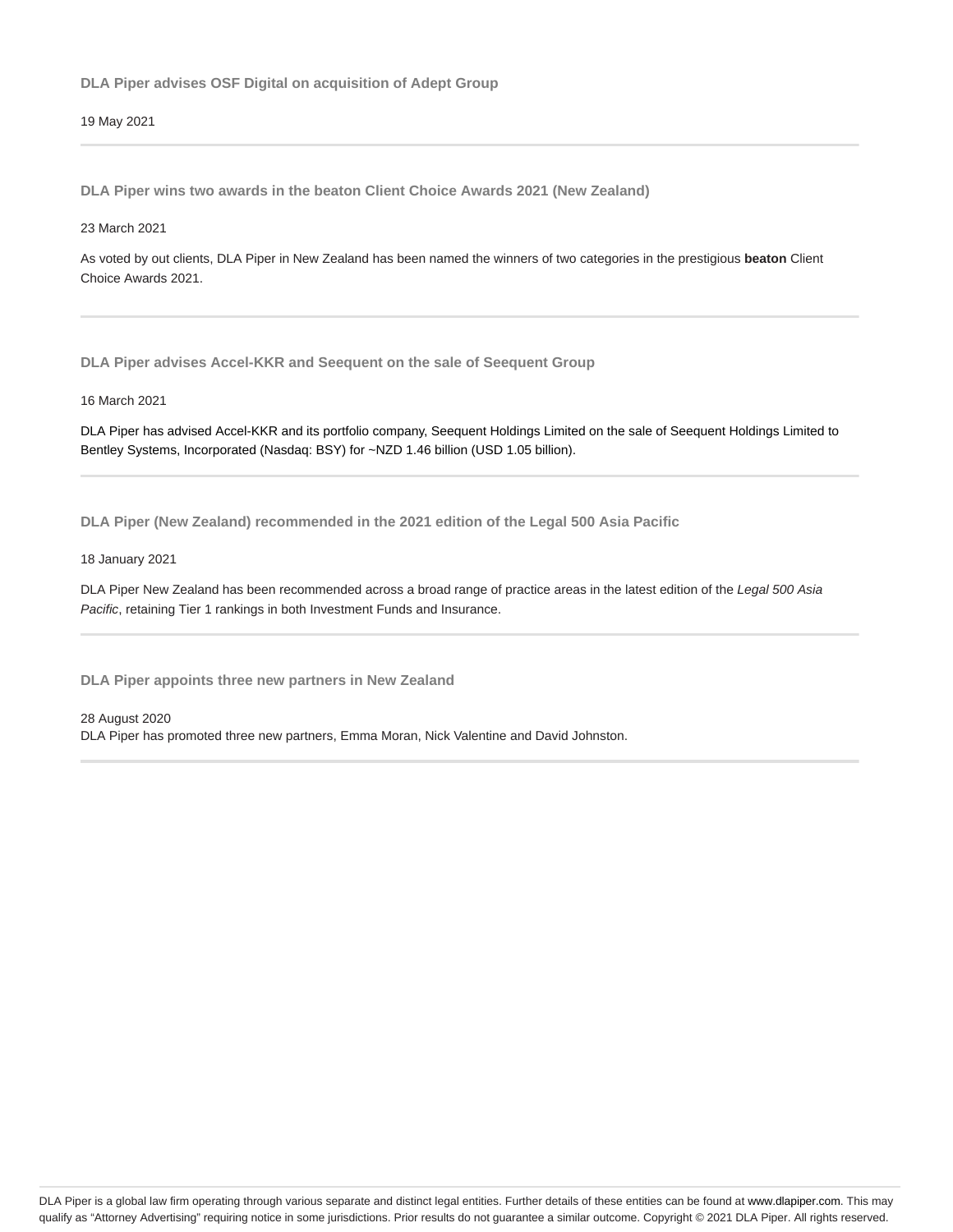### DLA Piper advises OSF Digital on acquisition of Adept Group

19 May 2021

---

### DLA Piper wins two awards in the beaton Client Choice Awards 2021 (New Zealand)

23 March 2021

As voted by out clients, DLA Piper in New Zealand has been named the winners of two categories in the prestigious **beaton** Client Choice Awards 2021.

---

### DLA Piper advises Accel-KKR and Seequent on the sale of Seequent Group

16 March 2021

DLA Piper has advised Accel-KKR and its portfolio company, Seequent Holdings Limited on the sale of Seequent Holdings Limited to Bentley Systems, Incorporated (Nasdaq: BSY) for ~NZD 1.46 billion (USD 1.05 billion).

---

### DLA Piper (New Zealand) recommended in the 2021 edition of the Legal 500 Asia Pacific

18 January 2021

DLA Piper New Zealand has been recommended across a broad range of practice areas in the latest edition of the *Legal 500 Asia Pacific*, retaining Tier 1 rankings in both Investment Funds and Insurance.

---

### DLA Piper appoints three new partners in New Zealand

28 August 2020
DLA Piper has promoted three new partners, Emma Moran, Nick Valentine and David Johnston.

---

DLA Piper is a global law firm operating through various separate and distinct legal entities. Further details of these entities can be found at www.dlapiper.com. This may qualify as "Attorney Advertising" requiring notice in some jurisdictions. Prior results do not guarantee a similar outcome. Copyright © 2021 DLA Piper. All rights reserved.